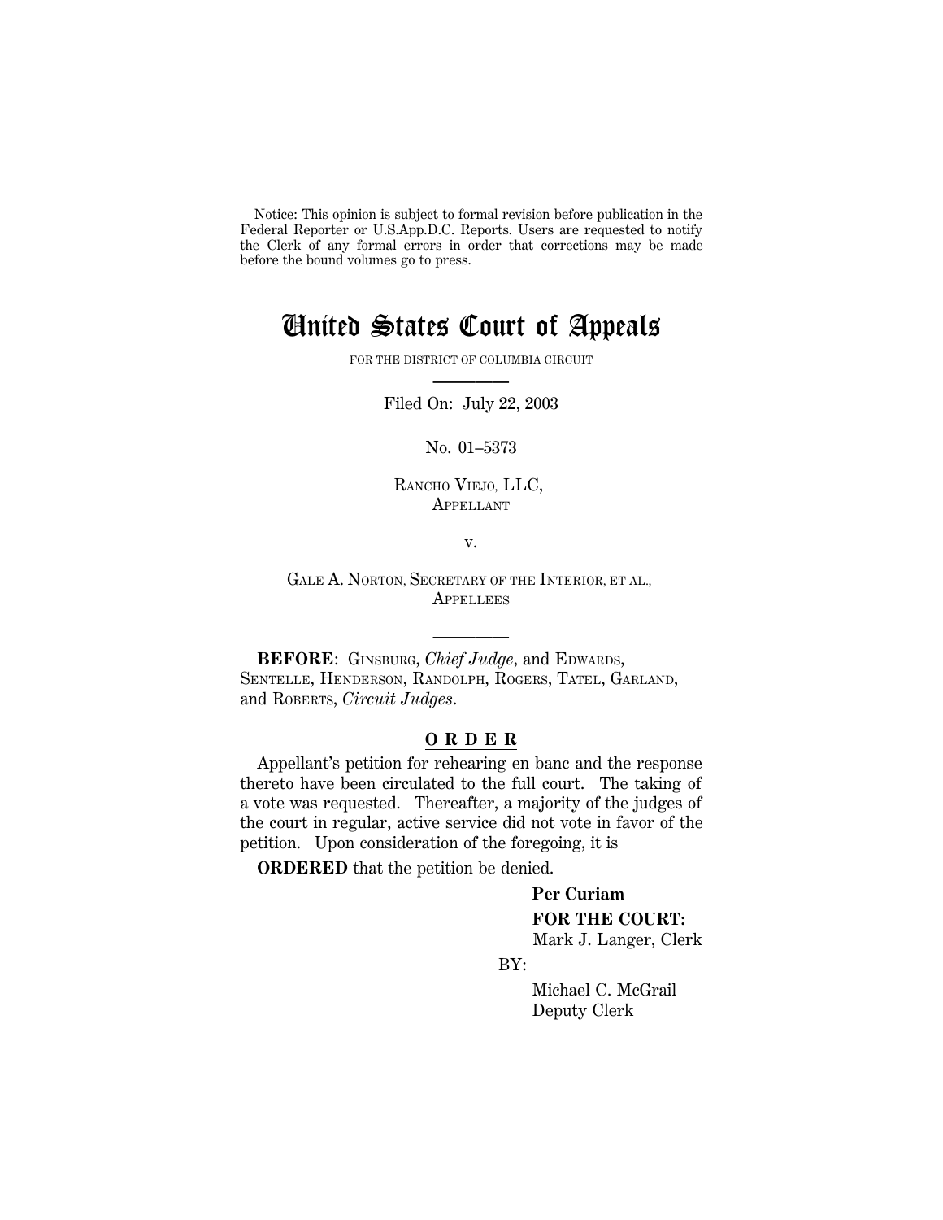Notice: This opinion is subject to formal revision before publication in the Federal Reporter or U.S.App.D.C. Reports. Users are requested to notify the Clerk of any formal errors in order that corrections may be made before the bound volumes go to press.

# United States Court of Appeals

FOR THE DISTRICT OF COLUMBIA CIRCUIT

Filed On: July 22, 2003

No. 01–5373

RANCHO VIEJO, LLC,
APPELLANT

v.

GALE A. NORTON, SECRETARY OF THE INTERIOR, ET AL.,
APPELLEES

**BEFORE**: GINSBURG, *Chief Judge*, and EDWARDS, SENTELLE, HENDERSON, RANDOLPH, ROGERS, TATEL, GARLAND, and ROBERTS, *Circuit Judges*.

**O R D E R**

Appellant's petition for rehearing en banc and the response thereto have been circulated to the full court. The taking of a vote was requested. Thereafter, a majority of the judges of the court in regular, active service did not vote in favor of the petition. Upon consideration of the foregoing, it is

**ORDERED** that the petition be denied.

**Per Curiam**

**FOR THE COURT:**
Mark J. Langer, Clerk

BY:

Michael C. McGrail
Deputy Clerk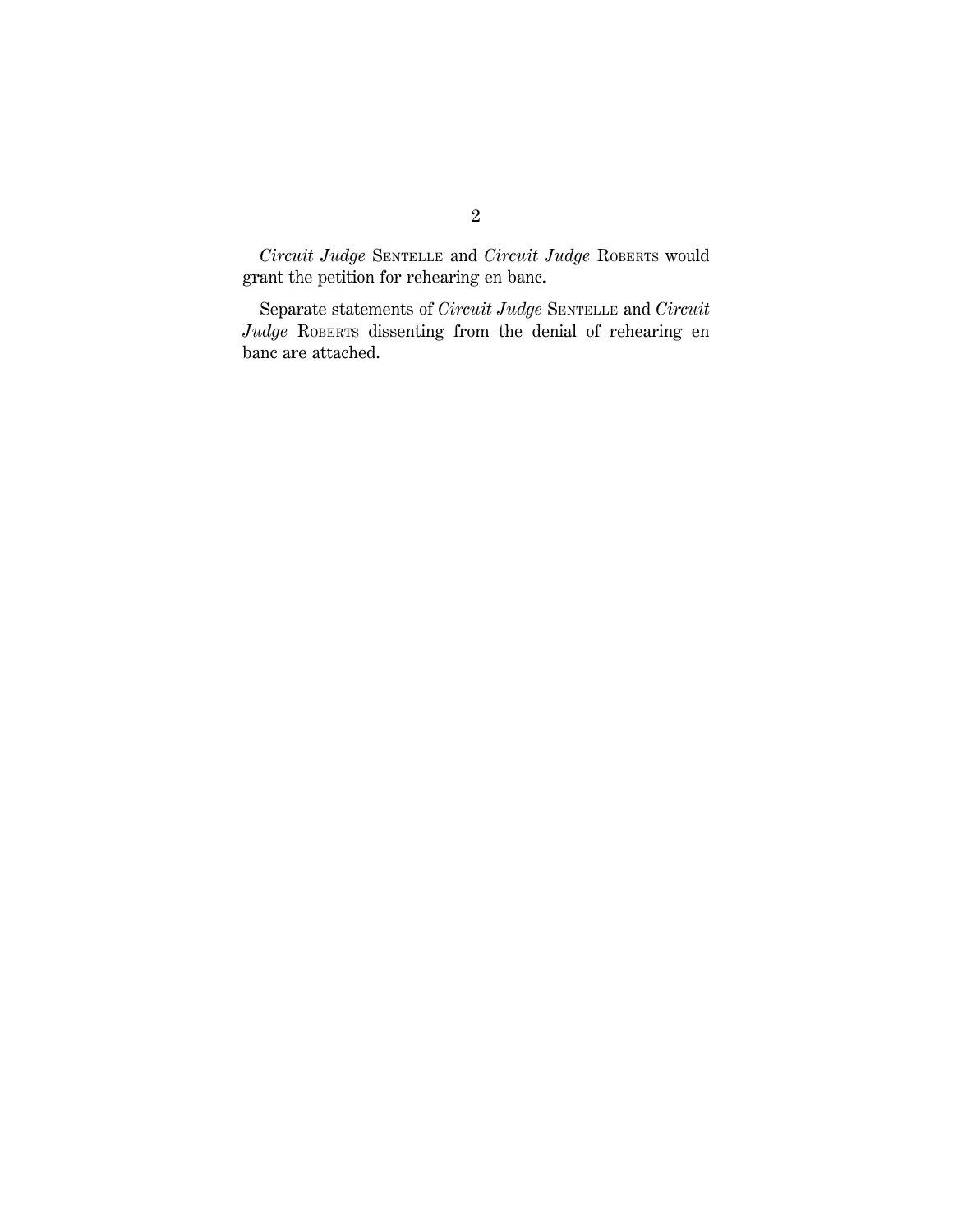*Circuit Judge* SENTELLE and *Circuit Judge* ROBERTS would grant the petition for rehearing en banc.

Separate statements of *Circuit Judge* SENTELLE and *Circuit Judge* ROBERTS dissenting from the denial of rehearing en banc are attached.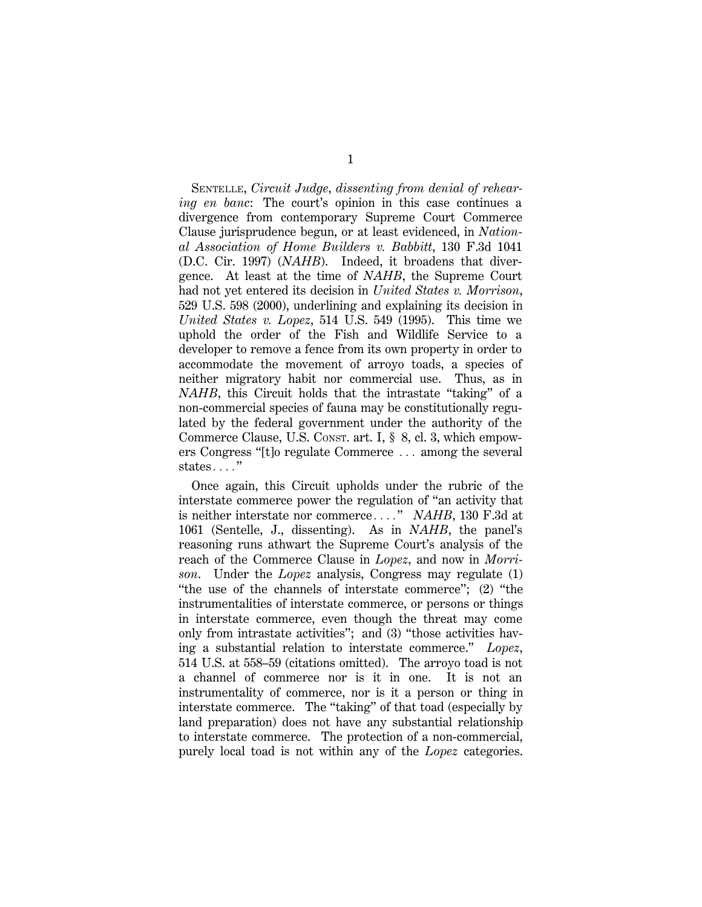SENTELLE, *Circuit Judge*, *dissenting from denial of rehearing en banc*: The court's opinion in this case continues a divergence from contemporary Supreme Court Commerce Clause jurisprudence begun, or at least evidenced, in *National Association of Home Builders v. Babbitt*, 130 F.3d 1041 (D.C. Cir. 1997) (*NAHB*). Indeed, it broadens that divergence. At least at the time of *NAHB*, the Supreme Court had not yet entered its decision in *United States v. Morrison*, 529 U.S. 598 (2000), underlining and explaining its decision in *United States v. Lopez*, 514 U.S. 549 (1995). This time we uphold the order of the Fish and Wildlife Service to a developer to remove a fence from its own property in order to accommodate the movement of arroyo toads, a species of neither migratory habit nor commercial use. Thus, as in *NAHB*, this Circuit holds that the intrastate "taking" of a non-commercial species of fauna may be constitutionally regulated by the federal government under the authority of the Commerce Clause, U.S. CONST. art. I, § 8, cl. 3, which empowers Congress "[t]o regulate Commerce . . . among the several states . . . ."

Once again, this Circuit upholds under the rubric of the interstate commerce power the regulation of "an activity that is neither interstate nor commerce . . . ." *NAHB*, 130 F.3d at 1061 (Sentelle, J., dissenting). As in *NAHB*, the panel's reasoning runs athwart the Supreme Court's analysis of the reach of the Commerce Clause in *Lopez*, and now in *Morrison*. Under the *Lopez* analysis, Congress may regulate (1) "the use of the channels of interstate commerce"; (2) "the instrumentalities of interstate commerce, or persons or things in interstate commerce, even though the threat may come only from intrastate activities"; and (3) "those activities having a substantial relation to interstate commerce." *Lopez*, 514 U.S. at 558–59 (citations omitted). The arroyo toad is not a channel of commerce nor is it in one. It is not an instrumentality of commerce, nor is it a person or thing in interstate commerce. The "taking" of that toad (especially by land preparation) does not have any substantial relationship to interstate commerce. The protection of a non-commercial, purely local toad is not within any of the *Lopez* categories.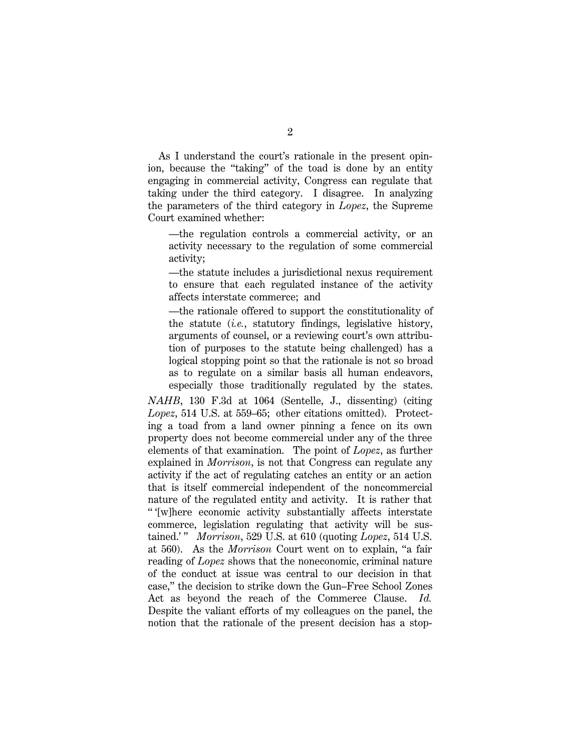As I understand the court's rationale in the present opinion, because the "taking" of the toad is done by an entity engaging in commercial activity, Congress can regulate that taking under the third category. I disagree. In analyzing the parameters of the third category in *Lopez*, the Supreme Court examined whether:

> —the regulation controls a commercial activity, or an activity necessary to the regulation of some commercial activity;
>
> —the statute includes a jurisdictional nexus requirement to ensure that each regulated instance of the activity affects interstate commerce; and
>
> —the rationale offered to support the constitutionality of the statute (*i.e.*, statutory findings, legislative history, arguments of counsel, or a reviewing court's own attribution of purposes to the statute being challenged) has a logical stopping point so that the rationale is not so broad as to regulate on a similar basis all human endeavors, especially those traditionally regulated by the states.

*NAHB*, 130 F.3d at 1064 (Sentelle, J., dissenting) (citing *Lopez*, 514 U.S. at 559–65; other citations omitted). Protecting a toad from a land owner pinning a fence on its own property does not become commercial under any of the three elements of that examination. The point of *Lopez*, as further explained in *Morrison*, is not that Congress can regulate any activity if the act of regulating catches an entity or an action that is itself commercial independent of the noncommercial nature of the regulated entity and activity. It is rather that " '[w]here economic activity substantially affects interstate commerce, legislation regulating that activity will be sustained.' " *Morrison*, 529 U.S. at 610 (quoting *Lopez*, 514 U.S. at 560). As the *Morrison* Court went on to explain, "a fair reading of *Lopez* shows that the noneconomic, criminal nature of the conduct at issue was central to our decision in that case," the decision to strike down the Gun–Free School Zones Act as beyond the reach of the Commerce Clause. *Id.* Despite the valiant efforts of my colleagues on the panel, the notion that the rationale of the present decision has a stop-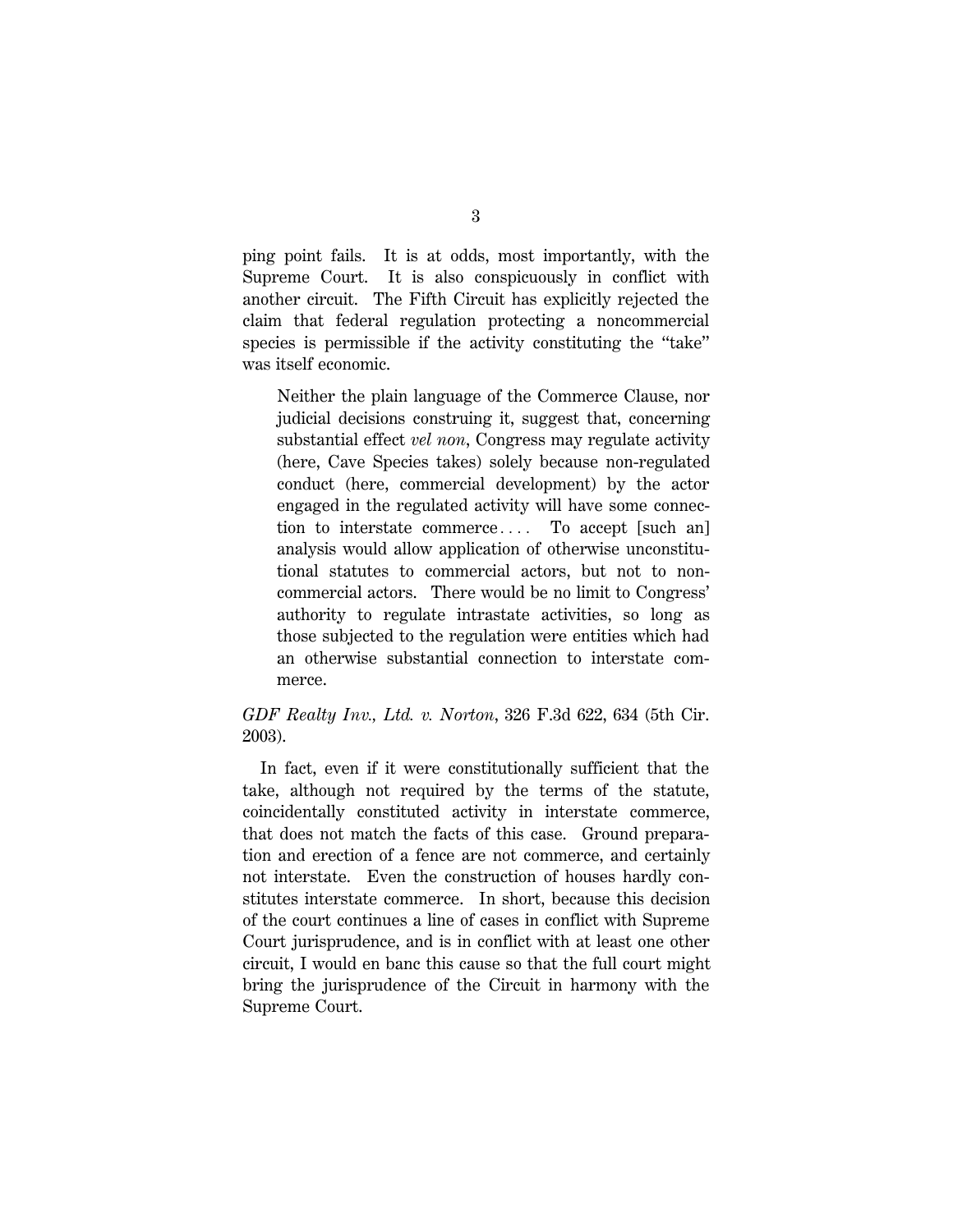ping point fails. It is at odds, most importantly, with the Supreme Court. It is also conspicuously in conflict with another circuit. The Fifth Circuit has explicitly rejected the claim that federal regulation protecting a noncommercial species is permissible if the activity constituting the "take" was itself economic.

> Neither the plain language of the Commerce Clause, nor judicial decisions construing it, suggest that, concerning substantial effect *vel non*, Congress may regulate activity (here, Cave Species takes) solely because non-regulated conduct (here, commercial development) by the actor engaged in the regulated activity will have some connection to interstate commerce. . . . To accept [such an] analysis would allow application of otherwise unconstitutional statutes to commercial actors, but not to non-commercial actors. There would be no limit to Congress' authority to regulate intrastate activities, so long as those subjected to the regulation were entities which had an otherwise substantial connection to interstate commerce.

*GDF Realty Inv., Ltd. v. Norton*, 326 F.3d 622, 634 (5th Cir. 2003).

In fact, even if it were constitutionally sufficient that the take, although not required by the terms of the statute, coincidentally constituted activity in interstate commerce, that does not match the facts of this case. Ground preparation and erection of a fence are not commerce, and certainly not interstate. Even the construction of houses hardly constitutes interstate commerce. In short, because this decision of the court continues a line of cases in conflict with Supreme Court jurisprudence, and is in conflict with at least one other circuit, I would en banc this cause so that the full court might bring the jurisprudence of the Circuit in harmony with the Supreme Court.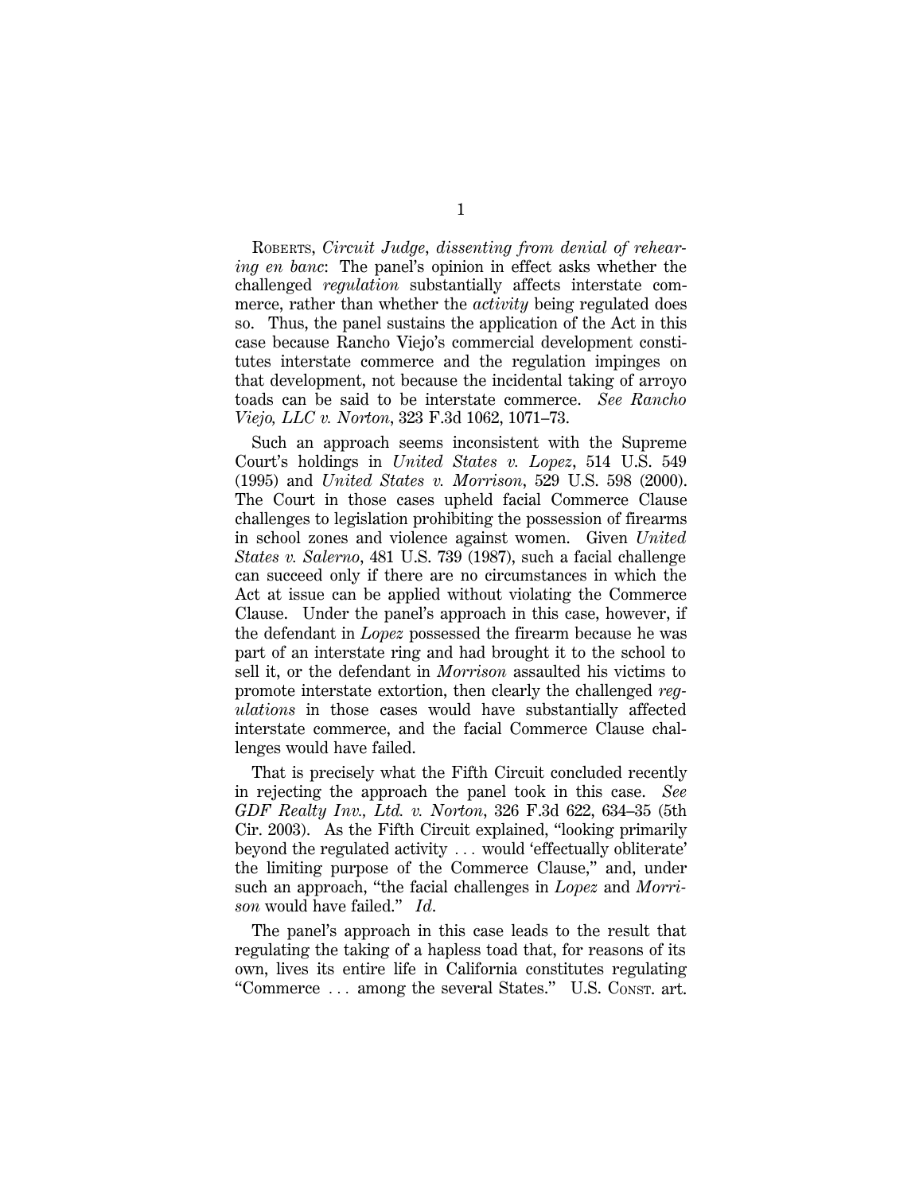ROBERTS, *Circuit Judge*, *dissenting from denial of rehearing en banc*: The panel's opinion in effect asks whether the challenged *regulation* substantially affects interstate commerce, rather than whether the *activity* being regulated does so. Thus, the panel sustains the application of the Act in this case because Rancho Viejo's commercial development constitutes interstate commerce and the regulation impinges on that development, not because the incidental taking of arroyo toads can be said to be interstate commerce. *See Rancho Viejo, LLC v. Norton*, 323 F.3d 1062, 1071–73.

Such an approach seems inconsistent with the Supreme Court's holdings in *United States v. Lopez*, 514 U.S. 549 (1995) and *United States v. Morrison*, 529 U.S. 598 (2000). The Court in those cases upheld facial Commerce Clause challenges to legislation prohibiting the possession of firearms in school zones and violence against women. Given *United States v. Salerno*, 481 U.S. 739 (1987), such a facial challenge can succeed only if there are no circumstances in which the Act at issue can be applied without violating the Commerce Clause. Under the panel's approach in this case, however, if the defendant in *Lopez* possessed the firearm because he was part of an interstate ring and had brought it to the school to sell it, or the defendant in *Morrison* assaulted his victims to promote interstate extortion, then clearly the challenged *regulations* in those cases would have substantially affected interstate commerce, and the facial Commerce Clause challenges would have failed.

That is precisely what the Fifth Circuit concluded recently in rejecting the approach the panel took in this case. *See GDF Realty Inv., Ltd. v. Norton*, 326 F.3d 622, 634–35 (5th Cir. 2003). As the Fifth Circuit explained, "looking primarily beyond the regulated activity . . . would 'effectually obliterate' the limiting purpose of the Commerce Clause," and, under such an approach, "the facial challenges in *Lopez* and *Morrison* would have failed." *Id*.

The panel's approach in this case leads to the result that regulating the taking of a hapless toad that, for reasons of its own, lives its entire life in California constitutes regulating "Commerce . . . among the several States." U.S. CONST. art.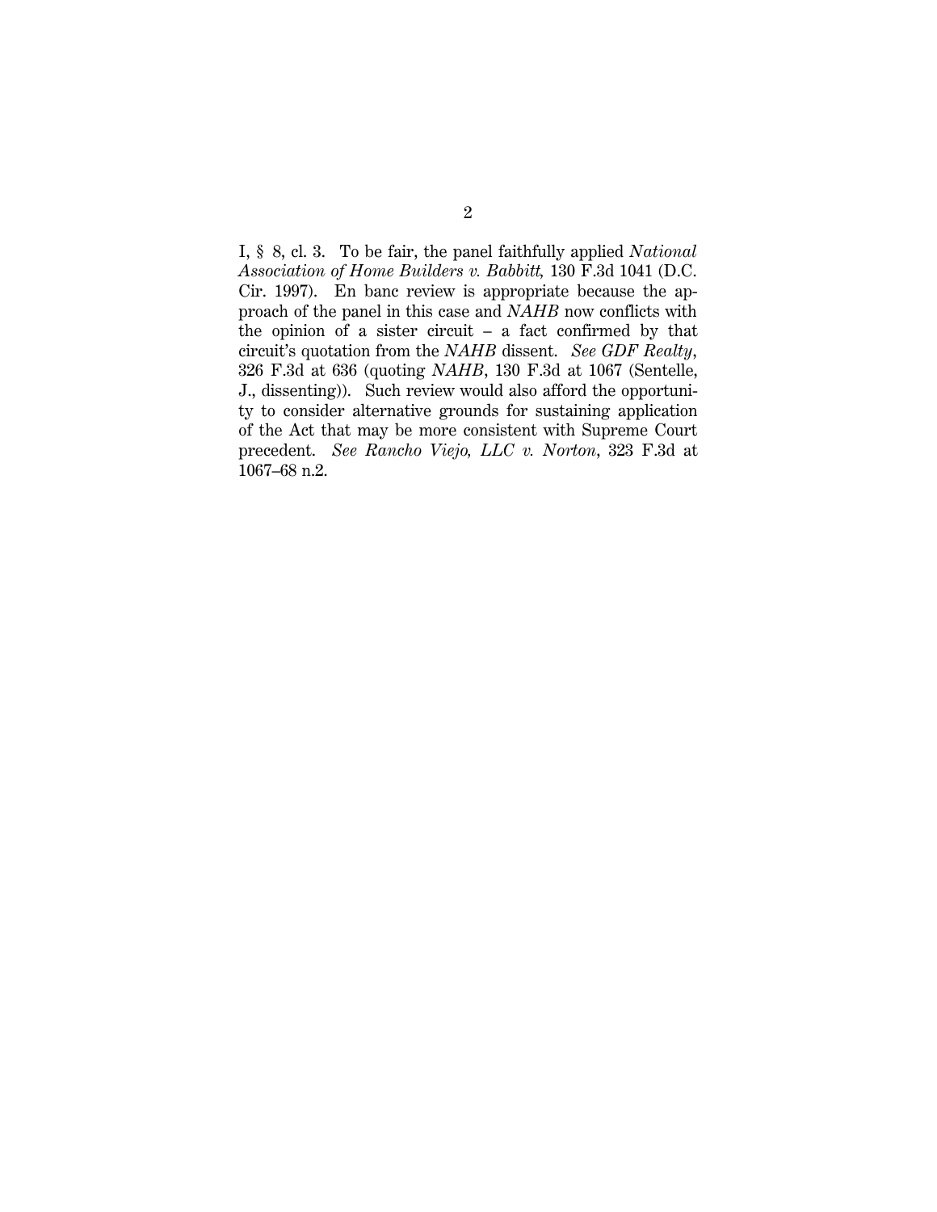I, § 8, cl. 3. To be fair, the panel faithfully applied *National Association of Home Builders v. Babbitt,* 130 F.3d 1041 (D.C. Cir. 1997). En banc review is appropriate because the approach of the panel in this case and *NAHB* now conflicts with the opinion of a sister circuit – a fact confirmed by that circuit's quotation from the *NAHB* dissent. *See GDF Realty*, 326 F.3d at 636 (quoting *NAHB*, 130 F.3d at 1067 (Sentelle, J., dissenting)). Such review would also afford the opportunity to consider alternative grounds for sustaining application of the Act that may be more consistent with Supreme Court precedent. *See Rancho Viejo, LLC v. Norton*, 323 F.3d at 1067–68 n.2.